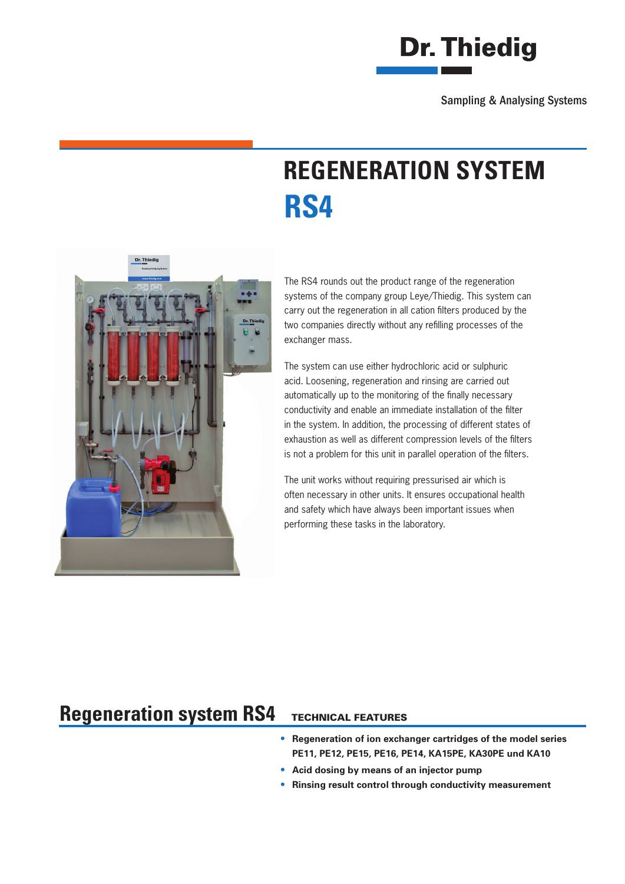Dr. Thiedig

Sampling & Analysing Systems

# REGENERATION SYSTEM RS4

The RS4 rounds out the product range of the regeneration systems of the company group Leye/Thiedig. This system can carry out the regeneration in all cation filters produced by the two companies directly without any refilling processes of the exchanger mass.

The system can use either hydrochloric acid or sulphuric acid. Loosening, regeneration and rinsing are carried out automatically up to the monitoring of the finally necessary conductivity and enable an immediate installation of the filter in the system. In addition, the processing of different states of exhaustion as well as different compression levels of the filters is not a problem for this unit in parallel operation of the filters.

The unit works without requiring pressurised air which is often necessary in other units. It ensures occupational health and safety which have always been important issues when performing these tasks in the laboratory.

## Regeneration system RS4

### TECHNICAL FEATURES

- **Regeneration of ion exchanger cartridges of the model series PE11, PE12, PE15, PE16, PE14, KA15PE, KA30PE und KA10**
- **Acid dosing by means of an injector pump**
- **Rinsing result control through conductivity measurement**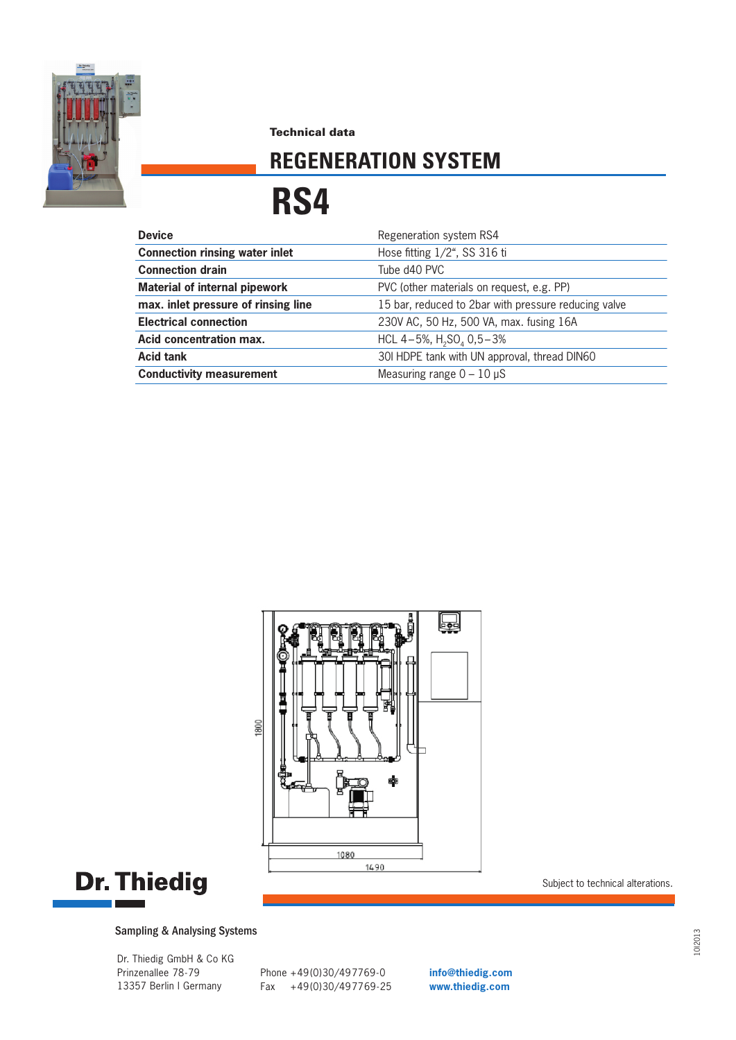Technical data

# REGENERATION SYSTEM

# RS4

| | |
|---|---|
| **Device** | Regeneration system RS4 |
| **Connection rinsing water inlet** | Hose fitting 1/2“, SS 316 ti |
| **Connection drain** | Tube d40 PVC |
| **Material of internal pipework** | PVC (other materials on request, e.g. PP) |
| **max. inlet pressure of rinsing line** | 15 bar, reduced to 2bar with pressure reducing valve |
| **Electrical connection** | 230V AC, 50 Hz, 500 VA, max. fusing 16A |
| **Acid concentration max.** | HCL 4–5%, $H_2SO_4$ 0,5–3% |
| **Acid tank** | 30l HDPE tank with UN approval, thread DIN60 |
| **Conductivity measurement** | Measuring range 0 – 10 µS |

1800

1080

1490

Subject to technical alterations.

**Dr. Thiedig**

Sampling & Analysing Systems

Dr. Thiedig GmbH & Co KG
Prinzenallee 78-79
13357 Berlin I Germany

Phone +49(0)30/497769-0
Fax +49(0)30/497769-25

**info@thiedig.com**
**www.thiedig.com**

10|2013